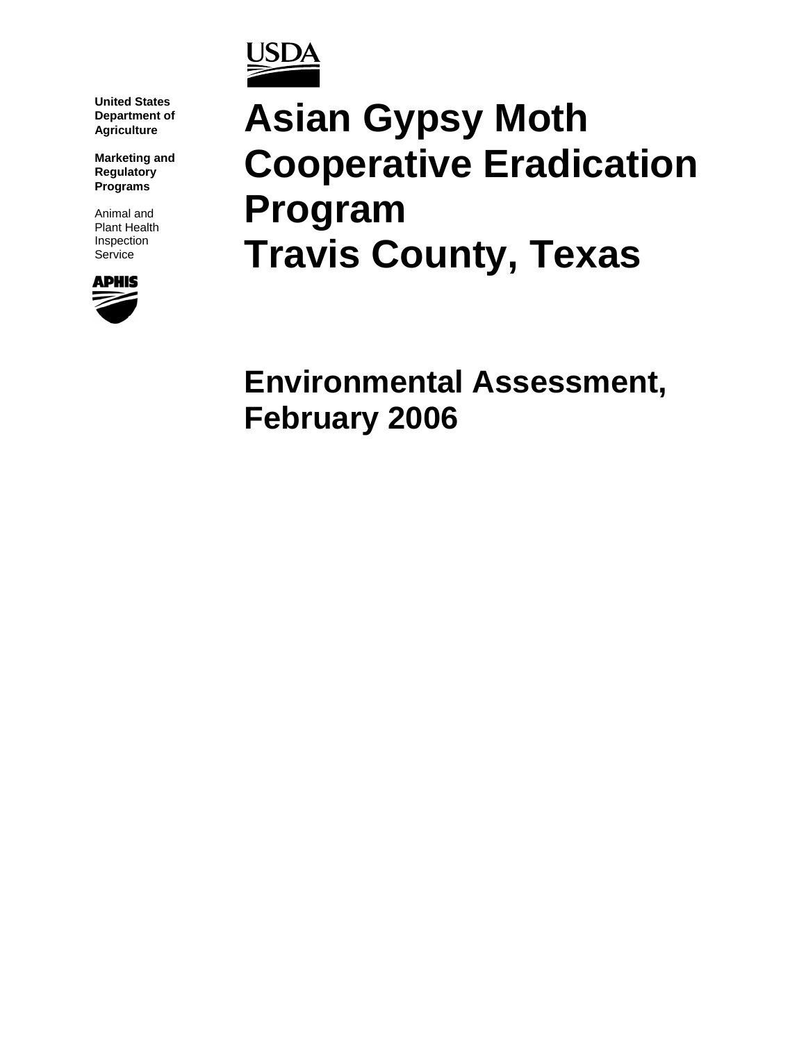USDA

United States Department of Agriculture

Marketing and Regulatory Programs

Animal and Plant Health Inspection Service

APHIS

# Asian Gypsy Moth Cooperative Eradication Program Travis County, Texas

## Environmental Assessment, February 2006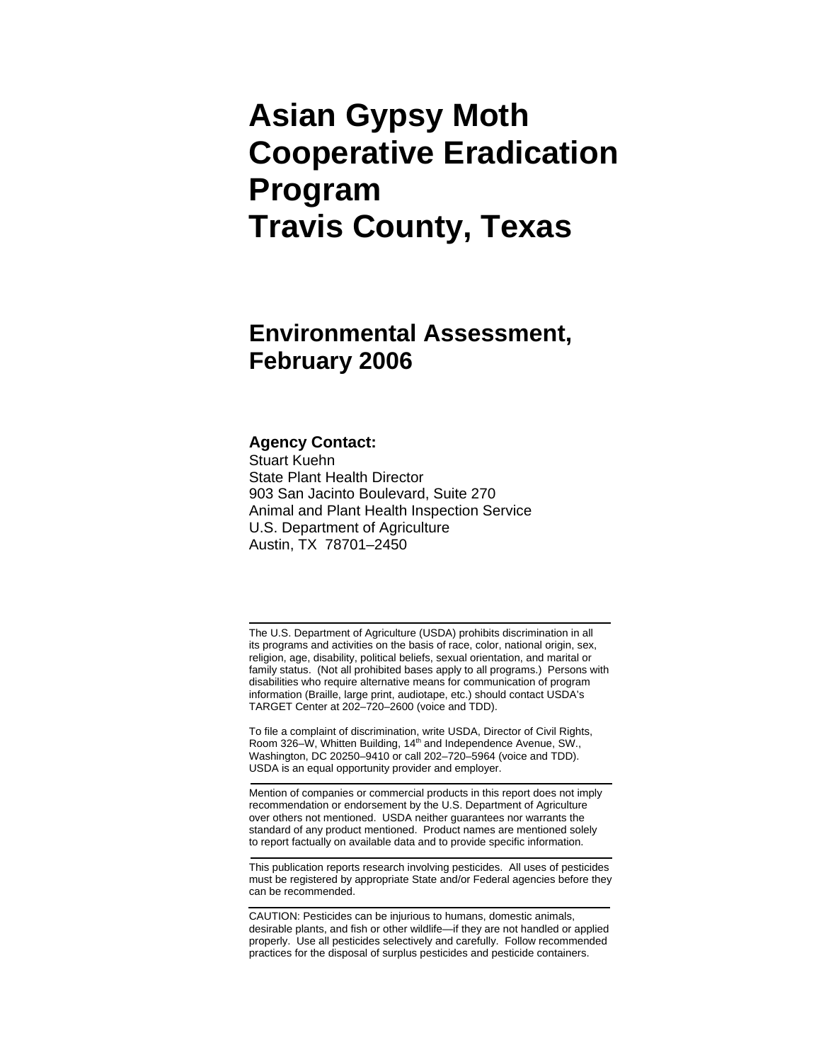# Asian Gypsy Moth Cooperative Eradication Program Travis County, Texas

## Environmental Assessment, February 2006

**Agency Contact:**
Stuart Kuehn
State Plant Health Director
903 San Jacinto Boulevard, Suite 270
Animal and Plant Health Inspection Service
U.S. Department of Agriculture
Austin, TX 78701–2450

---

The U.S. Department of Agriculture (USDA) prohibits discrimination in all its programs and activities on the basis of race, color, national origin, sex, religion, age, disability, political beliefs, sexual orientation, and marital or family status. (Not all prohibited bases apply to all programs.) Persons with disabilities who require alternative means for communication of program information (Braille, large print, audiotape, etc.) should contact USDA's TARGET Center at 202–720–2600 (voice and TDD).

To file a complaint of discrimination, write USDA, Director of Civil Rights, Room 326–W, Whitten Building, 14th and Independence Avenue, SW., Washington, DC 20250–9410 or call 202–720–5964 (voice and TDD). USDA is an equal opportunity provider and employer.

---

Mention of companies or commercial products in this report does not imply recommendation or endorsement by the U.S. Department of Agriculture over others not mentioned. USDA neither guarantees nor warrants the standard of any product mentioned. Product names are mentioned solely to report factually on available data and to provide specific information.

---

This publication reports research involving pesticides. All uses of pesticides must be registered by appropriate State and/or Federal agencies before they can be recommended.

---

CAUTION: Pesticides can be injurious to humans, domestic animals, desirable plants, and fish or other wildlife—if they are not handled or applied properly. Use all pesticides selectively and carefully. Follow recommended practices for the disposal of surplus pesticides and pesticide containers.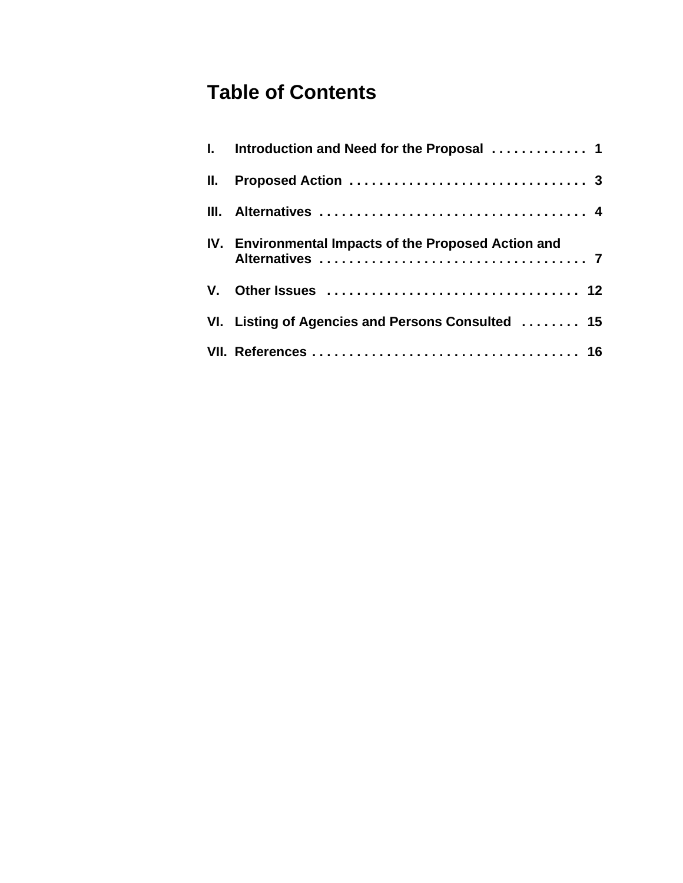# Table of Contents

| | | |
|---|---|---|
| I. | Introduction and Need for the Proposal | 1 |
| II. | Proposed Action | 3 |
| III. | Alternatives | 4 |
| IV. | Environmental Impacts of the Proposed Action and Alternatives | 7 |
| V. | Other Issues | 12 |
| VI. | Listing of Agencies and Persons Consulted | 15 |
| VII. | References | 16 |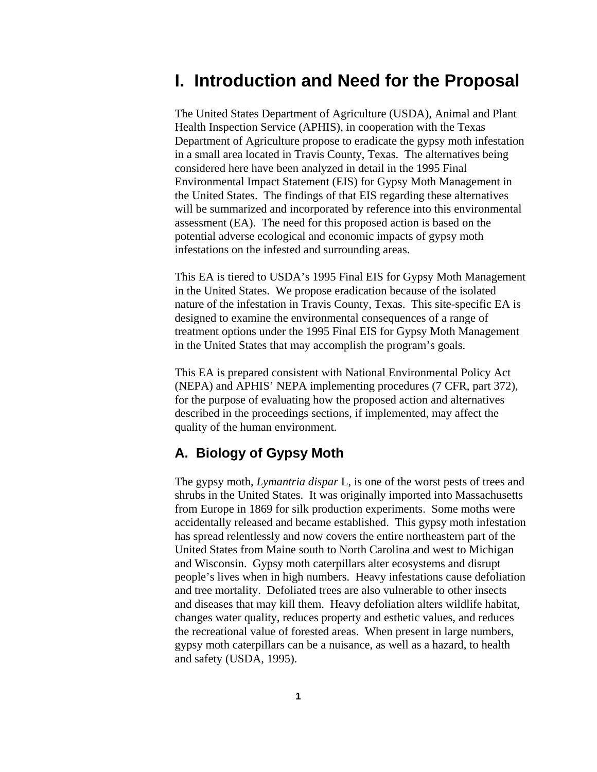# I. Introduction and Need for the Proposal

The United States Department of Agriculture (USDA), Animal and Plant Health Inspection Service (APHIS), in cooperation with the Texas Department of Agriculture propose to eradicate the gypsy moth infestation in a small area located in Travis County, Texas. The alternatives being considered here have been analyzed in detail in the 1995 Final Environmental Impact Statement (EIS) for Gypsy Moth Management in the United States. The findings of that EIS regarding these alternatives will be summarized and incorporated by reference into this environmental assessment (EA). The need for this proposed action is based on the potential adverse ecological and economic impacts of gypsy moth infestations on the infested and surrounding areas.

This EA is tiered to USDA's 1995 Final EIS for Gypsy Moth Management in the United States. We propose eradication because of the isolated nature of the infestation in Travis County, Texas. This site-specific EA is designed to examine the environmental consequences of a range of treatment options under the 1995 Final EIS for Gypsy Moth Management in the United States that may accomplish the program's goals.

This EA is prepared consistent with National Environmental Policy Act (NEPA) and APHIS' NEPA implementing procedures (7 CFR, part 372), for the purpose of evaluating how the proposed action and alternatives described in the proceedings sections, if implemented, may affect the quality of the human environment.

## A. Biology of Gypsy Moth

The gypsy moth, *Lymantria dispar* L, is one of the worst pests of trees and shrubs in the United States. It was originally imported into Massachusetts from Europe in 1869 for silk production experiments. Some moths were accidentally released and became established. This gypsy moth infestation has spread relentlessly and now covers the entire northeastern part of the United States from Maine south to North Carolina and west to Michigan and Wisconsin. Gypsy moth caterpillars alter ecosystems and disrupt people's lives when in high numbers. Heavy infestations cause defoliation and tree mortality. Defoliated trees are also vulnerable to other insects and diseases that may kill them. Heavy defoliation alters wildlife habitat, changes water quality, reduces property and esthetic values, and reduces the recreational value of forested areas. When present in large numbers, gypsy moth caterpillars can be a nuisance, as well as a hazard, to health and safety (USDA, 1995).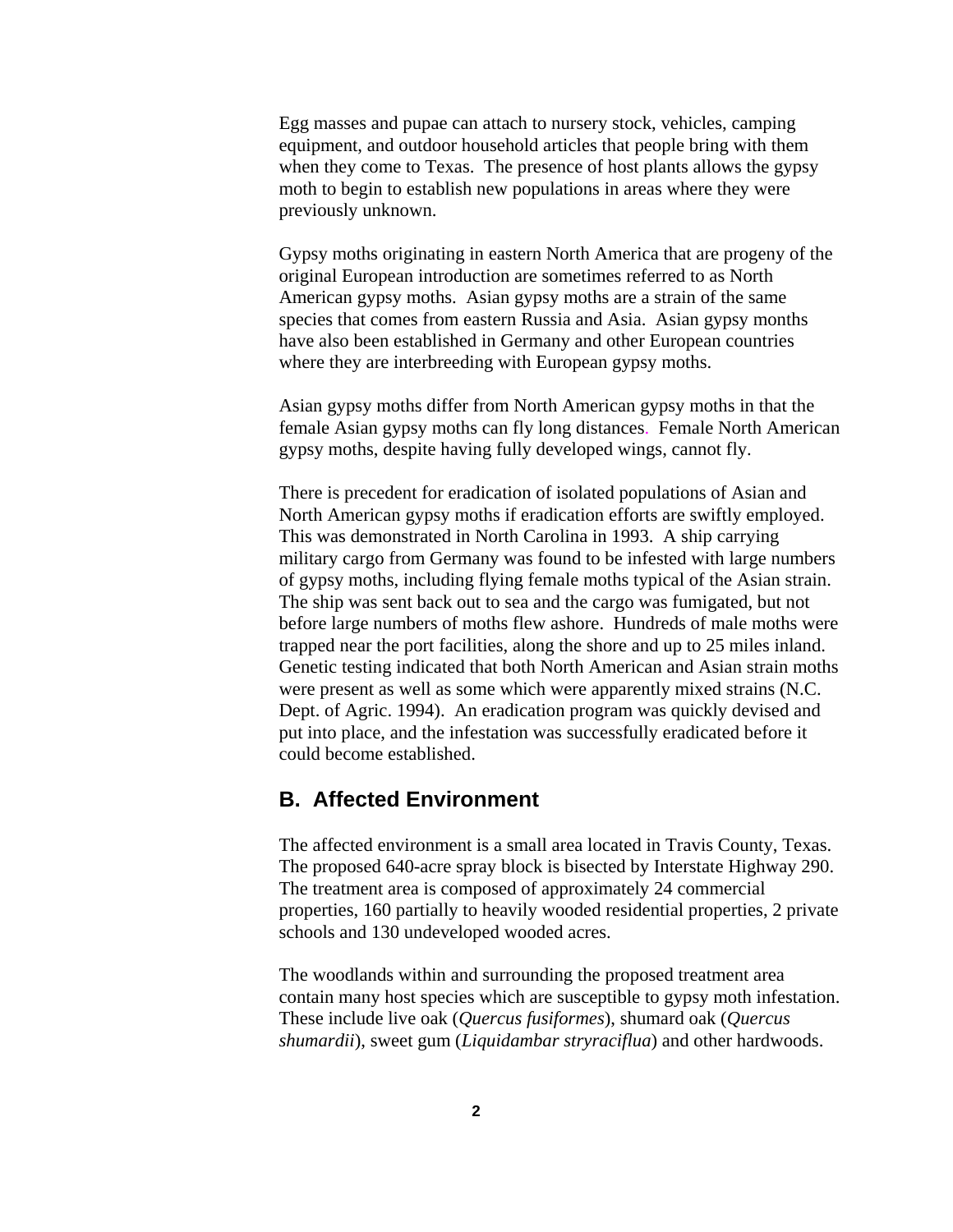Egg masses and pupae can attach to nursery stock, vehicles, camping equipment, and outdoor household articles that people bring with them when they come to Texas. The presence of host plants allows the gypsy moth to begin to establish new populations in areas where they were previously unknown.

Gypsy moths originating in eastern North America that are progeny of the original European introduction are sometimes referred to as North American gypsy moths. Asian gypsy moths are a strain of the same species that comes from eastern Russia and Asia. Asian gypsy months have also been established in Germany and other European countries where they are interbreeding with European gypsy moths.

Asian gypsy moths differ from North American gypsy moths in that the female Asian gypsy moths can fly long distances. Female North American gypsy moths, despite having fully developed wings, cannot fly.

There is precedent for eradication of isolated populations of Asian and North American gypsy moths if eradication efforts are swiftly employed. This was demonstrated in North Carolina in 1993. A ship carrying military cargo from Germany was found to be infested with large numbers of gypsy moths, including flying female moths typical of the Asian strain. The ship was sent back out to sea and the cargo was fumigated, but not before large numbers of moths flew ashore. Hundreds of male moths were trapped near the port facilities, along the shore and up to 25 miles inland. Genetic testing indicated that both North American and Asian strain moths were present as well as some which were apparently mixed strains (N.C. Dept. of Agric. 1994). An eradication program was quickly devised and put into place, and the infestation was successfully eradicated before it could become established.

## B. Affected Environment

The affected environment is a small area located in Travis County, Texas. The proposed 640-acre spray block is bisected by Interstate Highway 290. The treatment area is composed of approximately 24 commercial properties, 160 partially to heavily wooded residential properties, 2 private schools and 130 undeveloped wooded acres.

The woodlands within and surrounding the proposed treatment area contain many host species which are susceptible to gypsy moth infestation. These include live oak (*Quercus fusiformes*), shumard oak (*Quercus shumardii*), sweet gum (*Liquidambar stryraciflua*) and other hardwoods.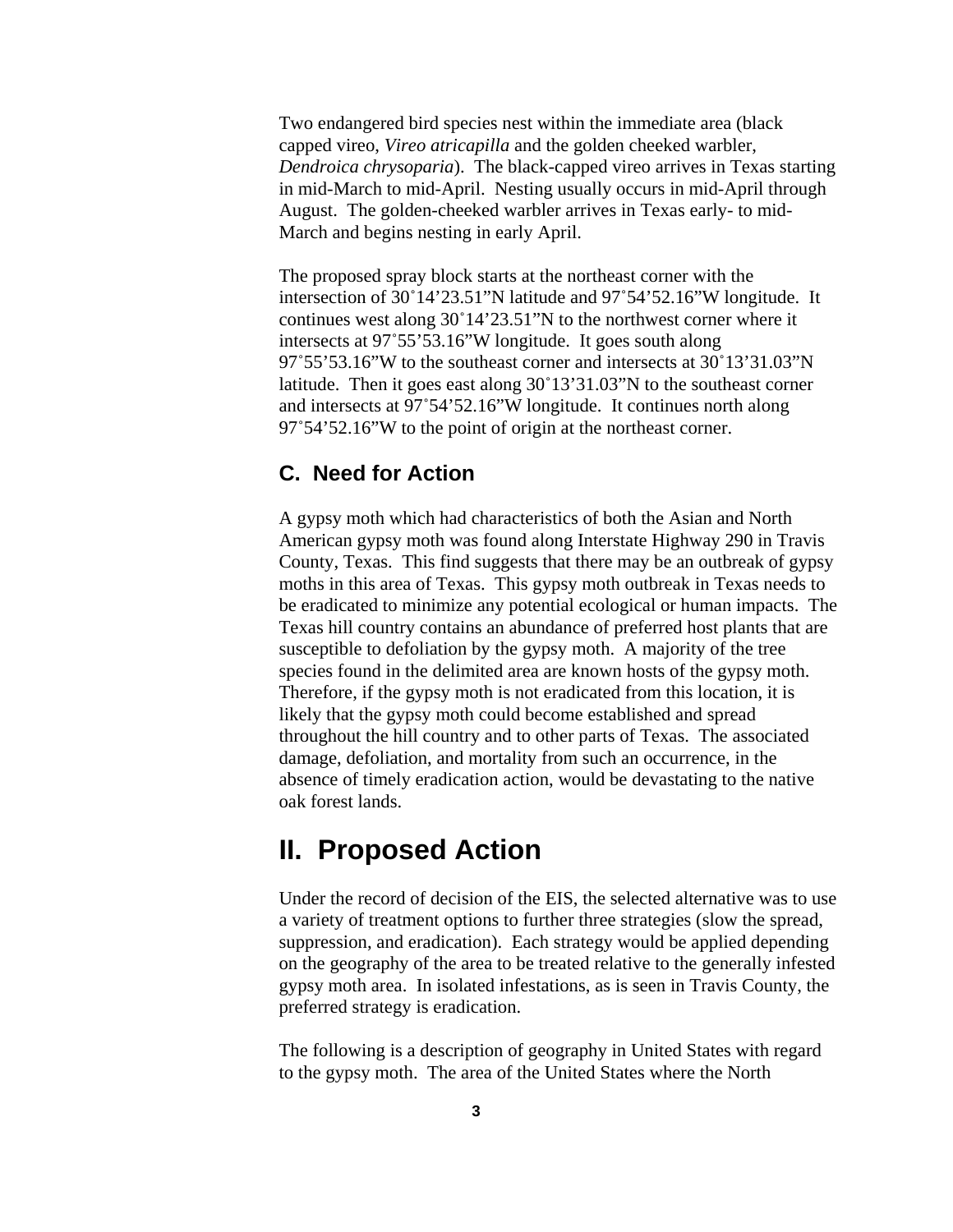Two endangered bird species nest within the immediate area (black capped vireo, *Vireo atricapilla* and the golden cheeked warbler, *Dendroica chrysoparia*). The black-capped vireo arrives in Texas starting in mid-March to mid-April. Nesting usually occurs in mid-April through August. The golden-cheeked warbler arrives in Texas early- to mid-March and begins nesting in early April.

The proposed spray block starts at the northeast corner with the intersection of 30˚14'23.51"N latitude and 97˚54'52.16"W longitude. It continues west along 30˚14'23.51"N to the northwest corner where it intersects at 97˚55'53.16"W longitude. It goes south along 97˚55'53.16"W to the southeast corner and intersects at 30˚13'31.03"N latitude. Then it goes east along 30˚13'31.03"N to the southeast corner and intersects at 97˚54'52.16"W longitude. It continues north along 97˚54'52.16"W to the point of origin at the northeast corner.

### C. Need for Action

A gypsy moth which had characteristics of both the Asian and North American gypsy moth was found along Interstate Highway 290 in Travis County, Texas. This find suggests that there may be an outbreak of gypsy moths in this area of Texas. This gypsy moth outbreak in Texas needs to be eradicated to minimize any potential ecological or human impacts. The Texas hill country contains an abundance of preferred host plants that are susceptible to defoliation by the gypsy moth. A majority of the tree species found in the delimited area are known hosts of the gypsy moth. Therefore, if the gypsy moth is not eradicated from this location, it is likely that the gypsy moth could become established and spread throughout the hill country and to other parts of Texas. The associated damage, defoliation, and mortality from such an occurrence, in the absence of timely eradication action, would be devastating to the native oak forest lands.

## II. Proposed Action

Under the record of decision of the EIS, the selected alternative was to use a variety of treatment options to further three strategies (slow the spread, suppression, and eradication). Each strategy would be applied depending on the geography of the area to be treated relative to the generally infested gypsy moth area. In isolated infestations, as is seen in Travis County, the preferred strategy is eradication.

The following is a description of geography in United States with regard to the gypsy moth. The area of the United States where the North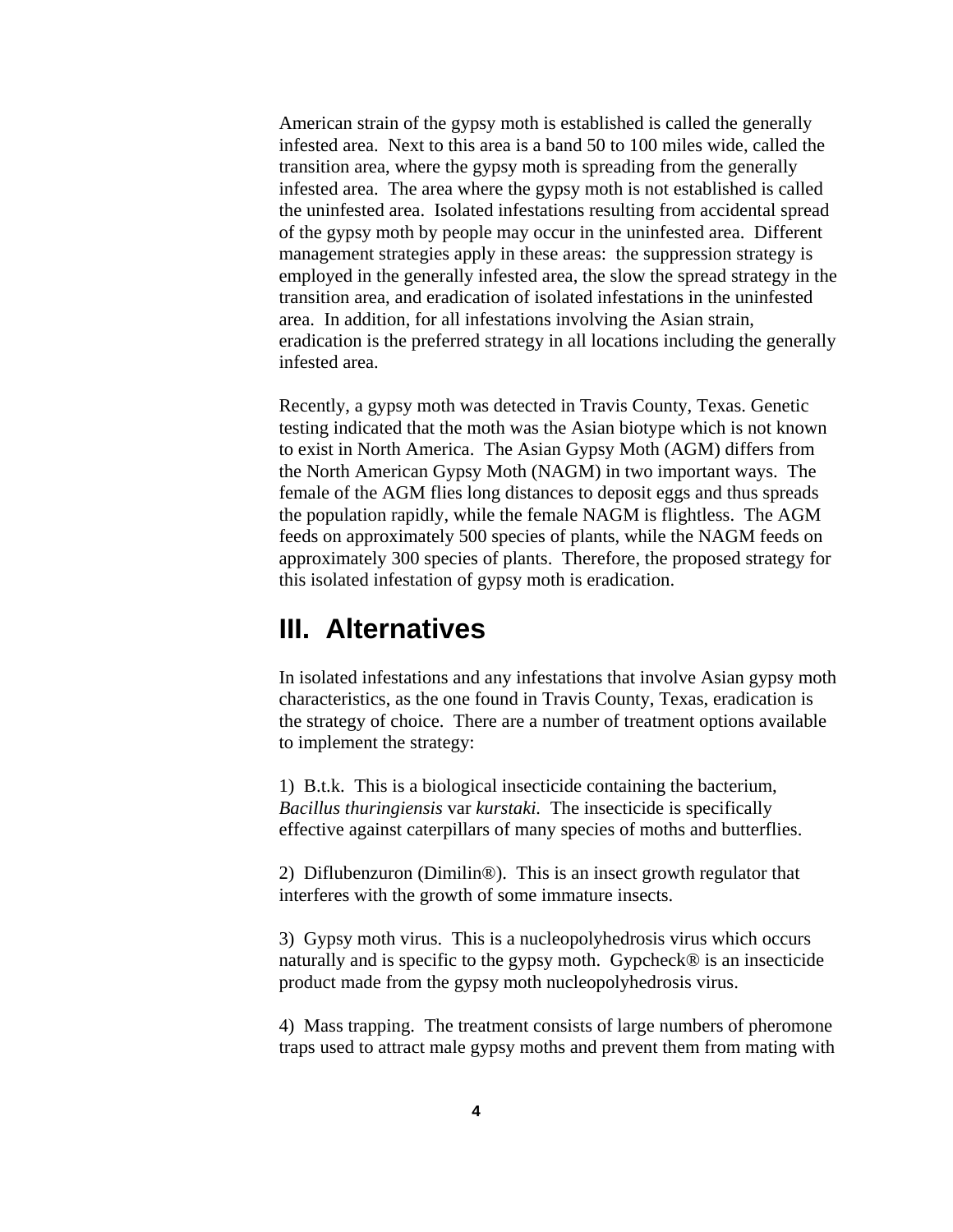American strain of the gypsy moth is established is called the generally infested area. Next to this area is a band 50 to 100 miles wide, called the transition area, where the gypsy moth is spreading from the generally infested area. The area where the gypsy moth is not established is called the uninfested area. Isolated infestations resulting from accidental spread of the gypsy moth by people may occur in the uninfested area. Different management strategies apply in these areas: the suppression strategy is employed in the generally infested area, the slow the spread strategy in the transition area, and eradication of isolated infestations in the uninfested area. In addition, for all infestations involving the Asian strain, eradication is the preferred strategy in all locations including the generally infested area.

Recently, a gypsy moth was detected in Travis County, Texas. Genetic testing indicated that the moth was the Asian biotype which is not known to exist in North America. The Asian Gypsy Moth (AGM) differs from the North American Gypsy Moth (NAGM) in two important ways. The female of the AGM flies long distances to deposit eggs and thus spreads the population rapidly, while the female NAGM is flightless. The AGM feeds on approximately 500 species of plants, while the NAGM feeds on approximately 300 species of plants. Therefore, the proposed strategy for this isolated infestation of gypsy moth is eradication.

# III. Alternatives

In isolated infestations and any infestations that involve Asian gypsy moth characteristics, as the one found in Travis County, Texas, eradication is the strategy of choice. There are a number of treatment options available to implement the strategy:

1) B.t.k. This is a biological insecticide containing the bacterium, *Bacillus thuringiensis* var *kurstaki.* The insecticide is specifically effective against caterpillars of many species of moths and butterflies.

2) Diflubenzuron (Dimilin®). This is an insect growth regulator that interferes with the growth of some immature insects.

3) Gypsy moth virus. This is a nucleopolyhedrosis virus which occurs naturally and is specific to the gypsy moth. Gypcheck® is an insecticide product made from the gypsy moth nucleopolyhedrosis virus.

4) Mass trapping. The treatment consists of large numbers of pheromone traps used to attract male gypsy moths and prevent them from mating with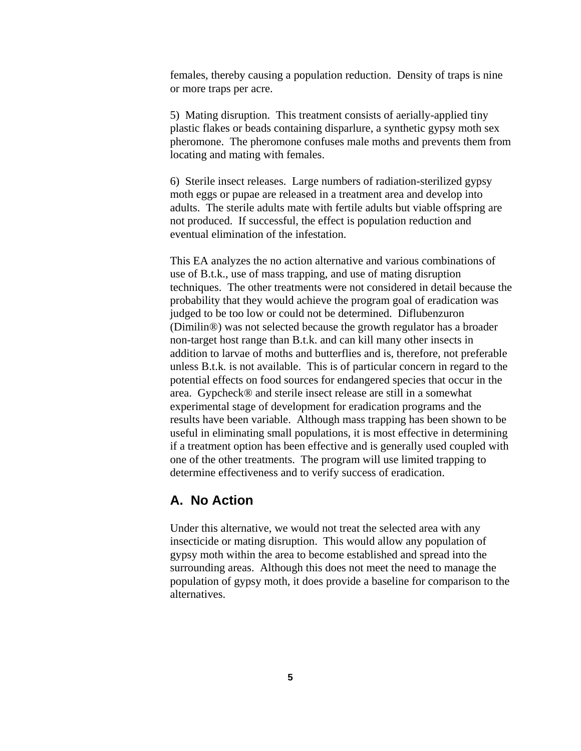females, thereby causing a population reduction.  Density of traps is nine or more traps per acre.

5)  Mating disruption.  This treatment consists of aerially-applied tiny plastic flakes or beads containing disparlure, a synthetic gypsy moth sex pheromone.  The pheromone confuses male moths and prevents them from locating and mating with females.

6)  Sterile insect releases.  Large numbers of radiation-sterilized gypsy moth eggs or pupae are released in a treatment area and develop into adults.  The sterile adults mate with fertile adults but viable offspring are not produced.  If successful, the effect is population reduction and eventual elimination of the infestation.

This EA analyzes the no action alternative and various combinations of use of B.t.k., use of mass trapping, and use of mating disruption techniques.  The other treatments were not considered in detail because the probability that they would achieve the program goal of eradication was judged to be too low or could not be determined.  Diflubenzuron (Dimilin®) was not selected because the growth regulator has a broader non-target host range than B.t.k. and can kill many other insects in addition to larvae of moths and butterflies and is, therefore, not preferable unless B.t.k. is not available.  This is of particular concern in regard to the potential effects on food sources for endangered species that occur in the area.  Gypcheck® and sterile insect release are still in a somewhat experimental stage of development for eradication programs and the results have been variable.  Although mass trapping has been shown to be useful in eliminating small populations, it is most effective in determining if a treatment option has been effective and is generally used coupled with one of the other treatments.  The program will use limited trapping to determine effectiveness and to verify success of eradication.

## A.  No Action

Under this alternative, we would not treat the selected area with any insecticide or mating disruption.  This would allow any population of gypsy moth within the area to become established and spread into the surrounding areas.  Although this does not meet the need to manage the population of gypsy moth, it does provide a baseline for comparison to the alternatives.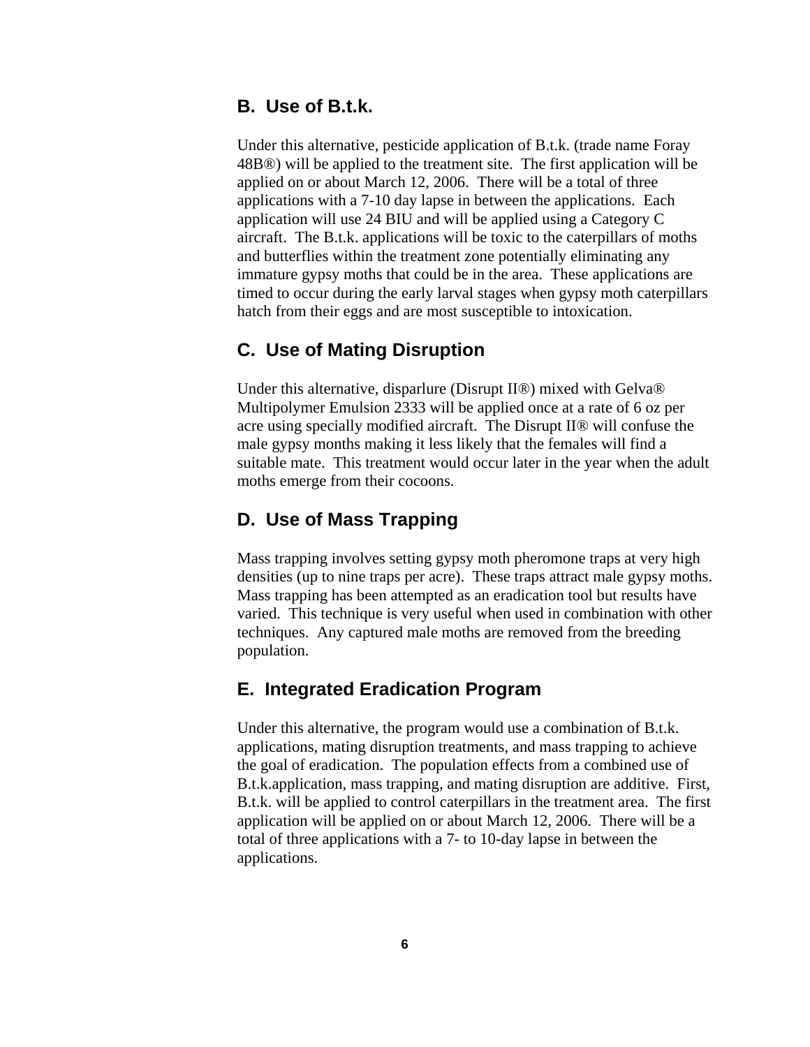## B. Use of B.t.k.

Under this alternative, pesticide application of B.t.k. (trade name Foray 48B®) will be applied to the treatment site. The first application will be applied on or about March 12, 2006. There will be a total of three applications with a 7-10 day lapse in between the applications. Each application will use 24 BIU and will be applied using a Category C aircraft. The B.t.k. applications will be toxic to the caterpillars of moths and butterflies within the treatment zone potentially eliminating any immature gypsy moths that could be in the area. These applications are timed to occur during the early larval stages when gypsy moth caterpillars hatch from their eggs and are most susceptible to intoxication.

## C. Use of Mating Disruption

Under this alternative, disparlure (Disrupt II®) mixed with Gelva® Multipolymer Emulsion 2333 will be applied once at a rate of 6 oz per acre using specially modified aircraft. The Disrupt II® will confuse the male gypsy months making it less likely that the females will find a suitable mate. This treatment would occur later in the year when the adult moths emerge from their cocoons.

## D. Use of Mass Trapping

Mass trapping involves setting gypsy moth pheromone traps at very high densities (up to nine traps per acre). These traps attract male gypsy moths. Mass trapping has been attempted as an eradication tool but results have varied. This technique is very useful when used in combination with other techniques. Any captured male moths are removed from the breeding population.

## E. Integrated Eradication Program

Under this alternative, the program would use a combination of B.t.k. applications, mating disruption treatments, and mass trapping to achieve the goal of eradication. The population effects from a combined use of B.t.k.application, mass trapping, and mating disruption are additive. First, B.t.k. will be applied to control caterpillars in the treatment area. The first application will be applied on or about March 12, 2006. There will be a total of three applications with a 7- to 10-day lapse in between the applications.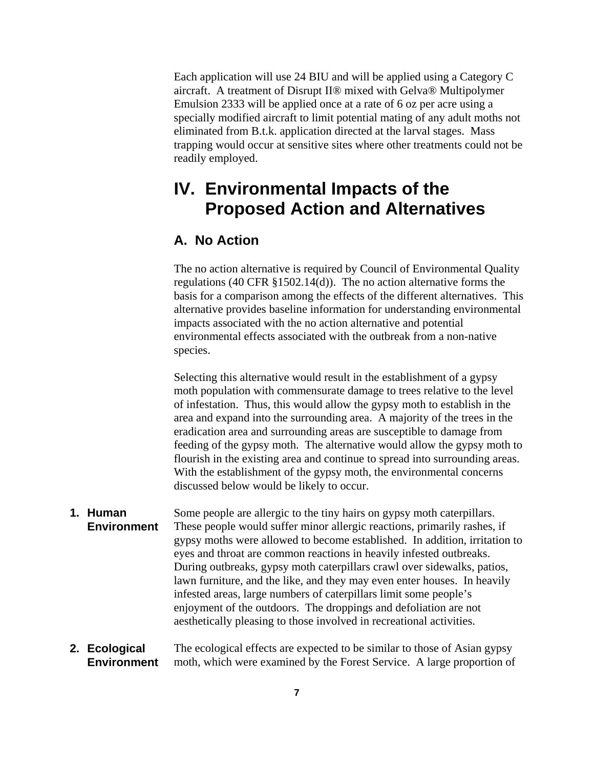Each application will use 24 BIU and will be applied using a Category C aircraft. A treatment of Disrupt II® mixed with Gelva® Multipolymer Emulsion 2333 will be applied once at a rate of 6 oz per acre using a specially modified aircraft to limit potential mating of any adult moths not eliminated from B.t.k. application directed at the larval stages. Mass trapping would occur at sensitive sites where other treatments could not be readily employed.

# IV. Environmental Impacts of the Proposed Action and Alternatives

## A. No Action

The no action alternative is required by Council of Environmental Quality regulations (40 CFR §1502.14(d)). The no action alternative forms the basis for a comparison among the effects of the different alternatives. This alternative provides baseline information for understanding environmental impacts associated with the no action alternative and potential environmental effects associated with the outbreak from a non-native species.

Selecting this alternative would result in the establishment of a gypsy moth population with commensurate damage to trees relative to the level of infestation. Thus, this would allow the gypsy moth to establish in the area and expand into the surrounding area. A majority of the trees in the eradication area and surrounding areas are susceptible to damage from feeding of the gypsy moth. The alternative would allow the gypsy moth to flourish in the existing area and continue to spread into surrounding areas. With the establishment of the gypsy moth, the environmental concerns discussed below would be likely to occur.

### 1. Human Environment

Some people are allergic to the tiny hairs on gypsy moth caterpillars. These people would suffer minor allergic reactions, primarily rashes, if gypsy moths were allowed to become established. In addition, irritation to eyes and throat are common reactions in heavily infested outbreaks. During outbreaks, gypsy moth caterpillars crawl over sidewalks, patios, lawn furniture, and the like, and they may even enter houses. In heavily infested areas, large numbers of caterpillars limit some people's enjoyment of the outdoors. The droppings and defoliation are not aesthetically pleasing to those involved in recreational activities.

### 2. Ecological Environment

The ecological effects are expected to be similar to those of Asian gypsy moth, which were examined by the Forest Service. A large proportion of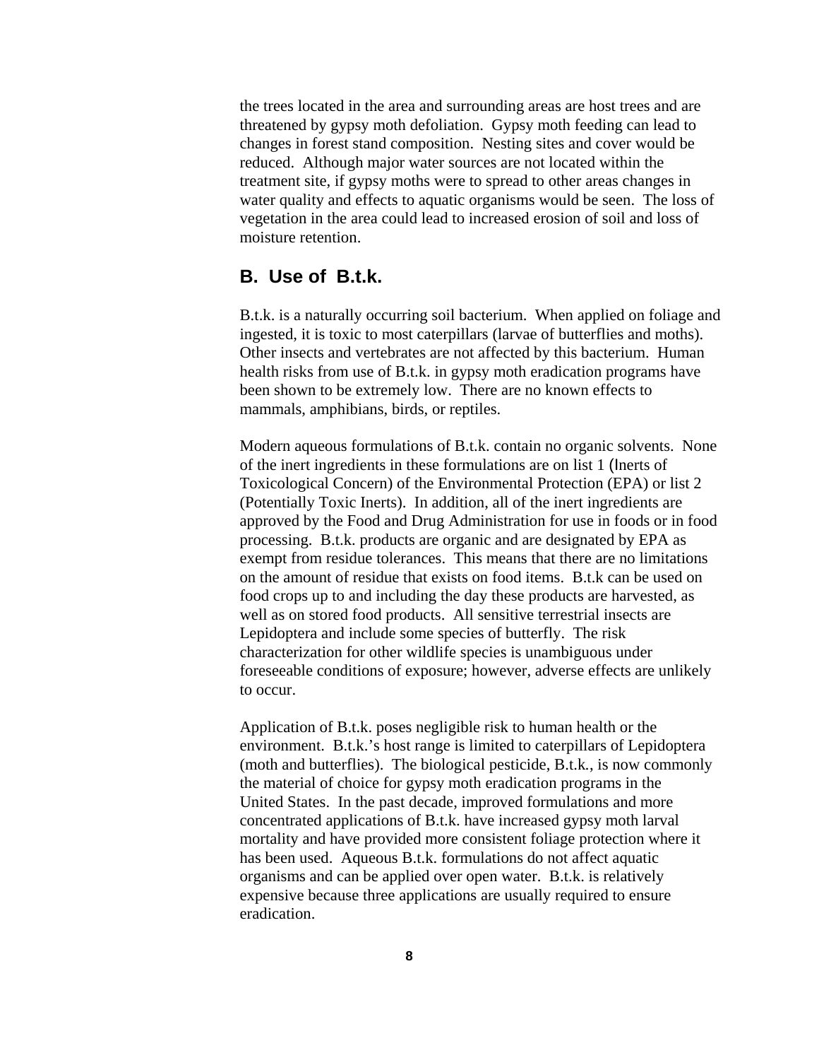the trees located in the area and surrounding areas are host trees and are threatened by gypsy moth defoliation. Gypsy moth feeding can lead to changes in forest stand composition. Nesting sites and cover would be reduced. Although major water sources are not located within the treatment site, if gypsy moths were to spread to other areas changes in water quality and effects to aquatic organisms would be seen. The loss of vegetation in the area could lead to increased erosion of soil and loss of moisture retention.

## B. Use of B.t.k.

B.t.k. is a naturally occurring soil bacterium. When applied on foliage and ingested, it is toxic to most caterpillars (larvae of butterflies and moths). Other insects and vertebrates are not affected by this bacterium. Human health risks from use of B.t.k. in gypsy moth eradication programs have been shown to be extremely low. There are no known effects to mammals, amphibians, birds, or reptiles.

Modern aqueous formulations of B.t.k. contain no organic solvents. None of the inert ingredients in these formulations are on list 1 (Inerts of Toxicological Concern) of the Environmental Protection (EPA) or list 2 (Potentially Toxic Inerts). In addition, all of the inert ingredients are approved by the Food and Drug Administration for use in foods or in food processing. B.t.k. products are organic and are designated by EPA as exempt from residue tolerances. This means that there are no limitations on the amount of residue that exists on food items. B.t.k can be used on food crops up to and including the day these products are harvested, as well as on stored food products. All sensitive terrestrial insects are Lepidoptera and include some species of butterfly. The risk characterization for other wildlife species is unambiguous under foreseeable conditions of exposure; however, adverse effects are unlikely to occur.

Application of B.t.k. poses negligible risk to human health or the environment. B.t.k.'s host range is limited to caterpillars of Lepidoptera (moth and butterflies). The biological pesticide, B.t.k., is now commonly the material of choice for gypsy moth eradication programs in the United States. In the past decade, improved formulations and more concentrated applications of B.t.k. have increased gypsy moth larval mortality and have provided more consistent foliage protection where it has been used. Aqueous B.t.k. formulations do not affect aquatic organisms and can be applied over open water. B.t.k. is relatively expensive because three applications are usually required to ensure eradication.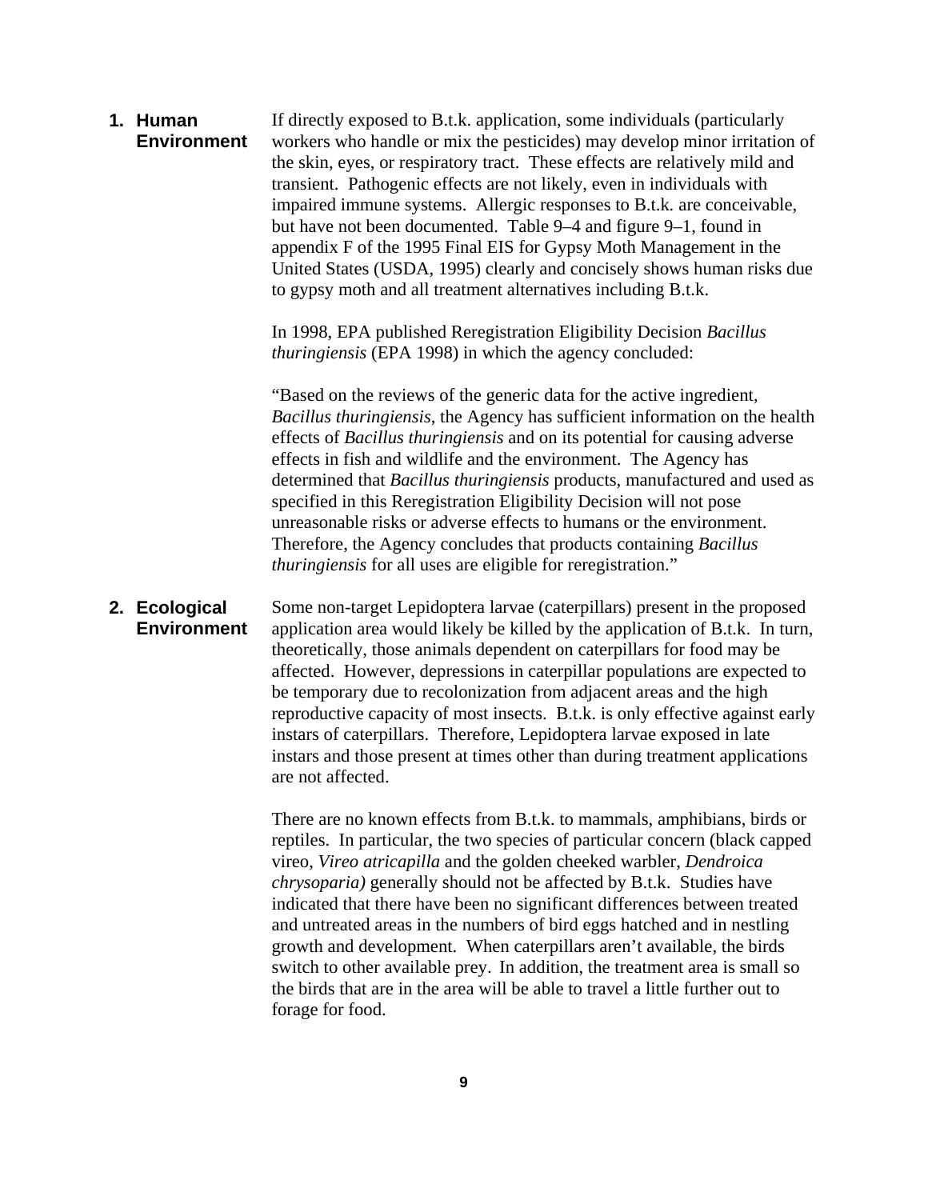### 1. Human Environment

If directly exposed to B.t.k. application, some individuals (particularly workers who handle or mix the pesticides) may develop minor irritation of the skin, eyes, or respiratory tract. These effects are relatively mild and transient. Pathogenic effects are not likely, even in individuals with impaired immune systems. Allergic responses to B.t.k. are conceivable, but have not been documented. Table 9–4 and figure 9–1, found in appendix F of the 1995 Final EIS for Gypsy Moth Management in the United States (USDA, 1995) clearly and concisely shows human risks due to gypsy moth and all treatment alternatives including B.t.k.

In 1998, EPA published Reregistration Eligibility Decision *Bacillus thuringiensis* (EPA 1998) in which the agency concluded:

"Based on the reviews of the generic data for the active ingredient, *Bacillus thuringiensis*, the Agency has sufficient information on the health effects of *Bacillus thuringiensis* and on its potential for causing adverse effects in fish and wildlife and the environment. The Agency has determined that *Bacillus thuringiensis* products, manufactured and used as specified in this Reregistration Eligibility Decision will not pose unreasonable risks or adverse effects to humans or the environment. Therefore, the Agency concludes that products containing *Bacillus thuringiensis* for all uses are eligible for reregistration."

### 2. Ecological Environment

Some non-target Lepidoptera larvae (caterpillars) present in the proposed application area would likely be killed by the application of B.t.k. In turn, theoretically, those animals dependent on caterpillars for food may be affected. However, depressions in caterpillar populations are expected to be temporary due to recolonization from adjacent areas and the high reproductive capacity of most insects. B.t.k. is only effective against early instars of caterpillars. Therefore, Lepidoptera larvae exposed in late instars and those present at times other than during treatment applications are not affected.

There are no known effects from B.t.k. to mammals, amphibians, birds or reptiles. In particular, the two species of particular concern (black capped vireo, *Vireo atricapilla* and the golden cheeked warbler, *Dendroica chrysoparia)* generally should not be affected by B.t.k. Studies have indicated that there have been no significant differences between treated and untreated areas in the numbers of bird eggs hatched and in nestling growth and development. When caterpillars aren't available, the birds switch to other available prey. In addition, the treatment area is small so the birds that are in the area will be able to travel a little further out to forage for food.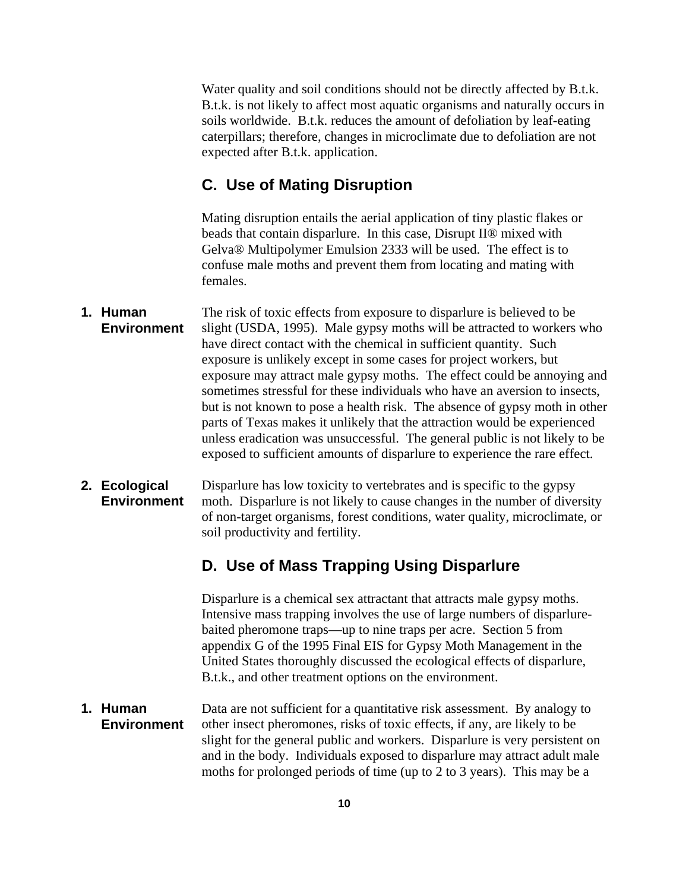Water quality and soil conditions should not be directly affected by B.t.k. B.t.k. is not likely to affect most aquatic organisms and naturally occurs in soils worldwide. B.t.k. reduces the amount of defoliation by leaf-eating caterpillars; therefore, changes in microclimate due to defoliation are not expected after B.t.k. application.

## C. Use of Mating Disruption

Mating disruption entails the aerial application of tiny plastic flakes or beads that contain disparlure. In this case, Disrupt II® mixed with Gelva® Multipolymer Emulsion 2333 will be used. The effect is to confuse male moths and prevent them from locating and mating with females.

### 1. Human Environment

The risk of toxic effects from exposure to disparlure is believed to be slight (USDA, 1995). Male gypsy moths will be attracted to workers who have direct contact with the chemical in sufficient quantity. Such exposure is unlikely except in some cases for project workers, but exposure may attract male gypsy moths. The effect could be annoying and sometimes stressful for these individuals who have an aversion to insects, but is not known to pose a health risk. The absence of gypsy moth in other parts of Texas makes it unlikely that the attraction would be experienced unless eradication was unsuccessful. The general public is not likely to be exposed to sufficient amounts of disparlure to experience the rare effect.

### 2. Ecological Environment

Disparlure has low toxicity to vertebrates and is specific to the gypsy moth. Disparlure is not likely to cause changes in the number of diversity of non-target organisms, forest conditions, water quality, microclimate, or soil productivity and fertility.

## D. Use of Mass Trapping Using Disparlure

Disparlure is a chemical sex attractant that attracts male gypsy moths. Intensive mass trapping involves the use of large numbers of disparlure-baited pheromone traps—up to nine traps per acre. Section 5 from appendix G of the 1995 Final EIS for Gypsy Moth Management in the United States thoroughly discussed the ecological effects of disparlure, B.t.k., and other treatment options on the environment.

### 1. Human Environment

Data are not sufficient for a quantitative risk assessment. By analogy to other insect pheromones, risks of toxic effects, if any, are likely to be slight for the general public and workers. Disparlure is very persistent on and in the body. Individuals exposed to disparlure may attract adult male moths for prolonged periods of time (up to 2 to 3 years). This may be a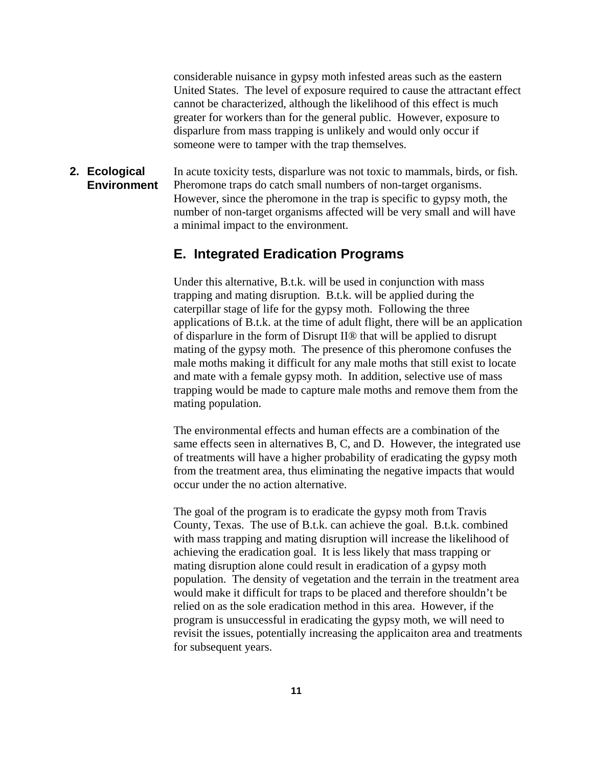considerable nuisance in gypsy moth infested areas such as the eastern United States. The level of exposure required to cause the attractant effect cannot be characterized, although the likelihood of this effect is much greater for workers than for the general public. However, exposure to disparlure from mass trapping is unlikely and would only occur if someone were to tamper with the trap themselves.

### 2. Ecological Environment

In acute toxicity tests, disparlure was not toxic to mammals, birds, or fish. Pheromone traps do catch small numbers of non-target organisms. However, since the pheromone in the trap is specific to gypsy moth, the number of non-target organisms affected will be very small and will have a minimal impact to the environment.

## E. Integrated Eradication Programs

Under this alternative, B.t.k. will be used in conjunction with mass trapping and mating disruption. B.t.k. will be applied during the caterpillar stage of life for the gypsy moth. Following the three applications of B.t.k. at the time of adult flight, there will be an application of disparlure in the form of Disrupt II® that will be applied to disrupt mating of the gypsy moth. The presence of this pheromone confuses the male moths making it difficult for any male moths that still exist to locate and mate with a female gypsy moth. In addition, selective use of mass trapping would be made to capture male moths and remove them from the mating population.

The environmental effects and human effects are a combination of the same effects seen in alternatives B, C, and D. However, the integrated use of treatments will have a higher probability of eradicating the gypsy moth from the treatment area, thus eliminating the negative impacts that would occur under the no action alternative.

The goal of the program is to eradicate the gypsy moth from Travis County, Texas. The use of B.t.k. can achieve the goal. B.t.k. combined with mass trapping and mating disruption will increase the likelihood of achieving the eradication goal. It is less likely that mass trapping or mating disruption alone could result in eradication of a gypsy moth population. The density of vegetation and the terrain in the treatment area would make it difficult for traps to be placed and therefore shouldn't be relied on as the sole eradication method in this area. However, if the program is unsuccessful in eradicating the gypsy moth, we will need to revisit the issues, potentially increasing the applicaiton area and treatments for subsequent years.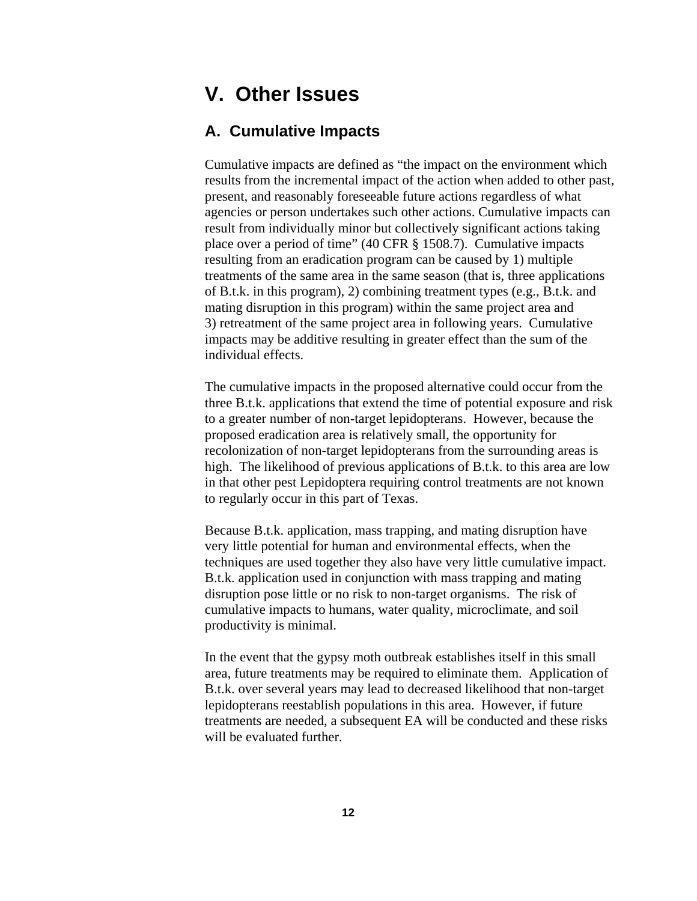# V. Other Issues

## A. Cumulative Impacts

Cumulative impacts are defined as "the impact on the environment which results from the incremental impact of the action when added to other past, present, and reasonably foreseeable future actions regardless of what agencies or person undertakes such other actions. Cumulative impacts can result from individually minor but collectively significant actions taking place over a period of time" (40 CFR § 1508.7). Cumulative impacts resulting from an eradication program can be caused by 1) multiple treatments of the same area in the same season (that is, three applications of B.t.k. in this program), 2) combining treatment types (e.g., B.t.k. and mating disruption in this program) within the same project area and 3) retreatment of the same project area in following years. Cumulative impacts may be additive resulting in greater effect than the sum of the individual effects.

The cumulative impacts in the proposed alternative could occur from the three B.t.k. applications that extend the time of potential exposure and risk to a greater number of non-target lepidopterans. However, because the proposed eradication area is relatively small, the opportunity for recolonization of non-target lepidopterans from the surrounding areas is high. The likelihood of previous applications of B.t.k. to this area are low in that other pest Lepidoptera requiring control treatments are not known to regularly occur in this part of Texas.

Because B.t.k. application, mass trapping, and mating disruption have very little potential for human and environmental effects, when the techniques are used together they also have very little cumulative impact. B.t.k. application used in conjunction with mass trapping and mating disruption pose little or no risk to non-target organisms. The risk of cumulative impacts to humans, water quality, microclimate, and soil productivity is minimal.

In the event that the gypsy moth outbreak establishes itself in this small area, future treatments may be required to eliminate them. Application of B.t.k. over several years may lead to decreased likelihood that non-target lepidopterans reestablish populations in this area. However, if future treatments are needed, a subsequent EA will be conducted and these risks will be evaluated further.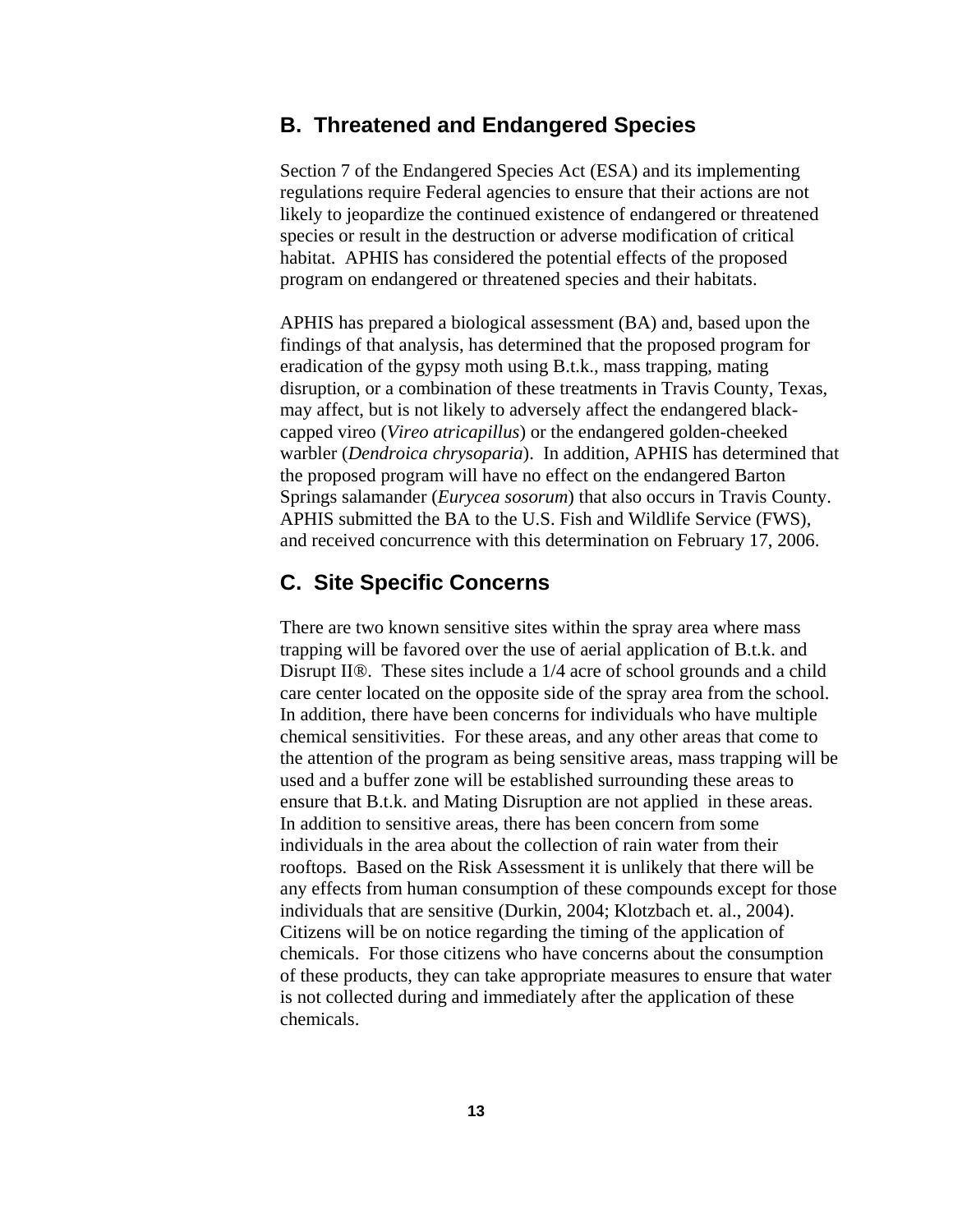## B. Threatened and Endangered Species

Section 7 of the Endangered Species Act (ESA) and its implementing regulations require Federal agencies to ensure that their actions are not likely to jeopardize the continued existence of endangered or threatened species or result in the destruction or adverse modification of critical habitat. APHIS has considered the potential effects of the proposed program on endangered or threatened species and their habitats.

APHIS has prepared a biological assessment (BA) and, based upon the findings of that analysis, has determined that the proposed program for eradication of the gypsy moth using B.t.k., mass trapping, mating disruption, or a combination of these treatments in Travis County, Texas, may affect, but is not likely to adversely affect the endangered black-capped vireo (*Vireo atricapillus*) or the endangered golden-cheeked warbler (*Dendroica chrysoparia*). In addition, APHIS has determined that the proposed program will have no effect on the endangered Barton Springs salamander (*Eurycea sosorum*) that also occurs in Travis County. APHIS submitted the BA to the U.S. Fish and Wildlife Service (FWS), and received concurrence with this determination on February 17, 2006.

## C. Site Specific Concerns

There are two known sensitive sites within the spray area where mass trapping will be favored over the use of aerial application of B.t.k. and Disrupt II®. These sites include a 1/4 acre of school grounds and a child care center located on the opposite side of the spray area from the school. In addition, there have been concerns for individuals who have multiple chemical sensitivities. For these areas, and any other areas that come to the attention of the program as being sensitive areas, mass trapping will be used and a buffer zone will be established surrounding these areas to ensure that B.t.k. and Mating Disruption are not applied in these areas. In addition to sensitive areas, there has been concern from some individuals in the area about the collection of rain water from their rooftops. Based on the Risk Assessment it is unlikely that there will be any effects from human consumption of these compounds except for those individuals that are sensitive (Durkin, 2004; Klotzbach et. al., 2004). Citizens will be on notice regarding the timing of the application of chemicals. For those citizens who have concerns about the consumption of these products, they can take appropriate measures to ensure that water is not collected during and immediately after the application of these chemicals.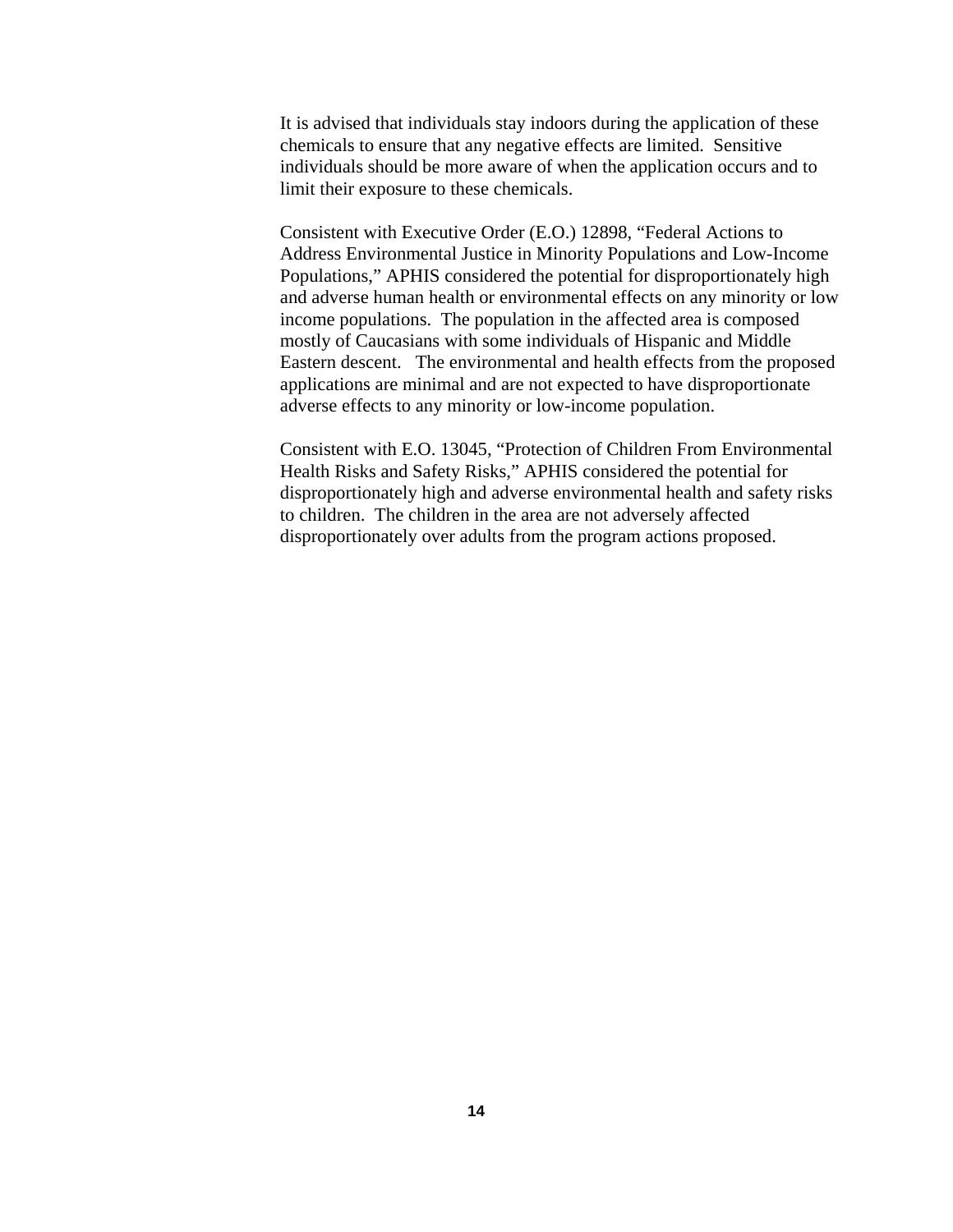It is advised that individuals stay indoors during the application of these chemicals to ensure that any negative effects are limited. Sensitive individuals should be more aware of when the application occurs and to limit their exposure to these chemicals.

Consistent with Executive Order (E.O.) 12898, "Federal Actions to Address Environmental Justice in Minority Populations and Low-Income Populations," APHIS considered the potential for disproportionately high and adverse human health or environmental effects on any minority or low income populations. The population in the affected area is composed mostly of Caucasians with some individuals of Hispanic and Middle Eastern descent. The environmental and health effects from the proposed applications are minimal and are not expected to have disproportionate adverse effects to any minority or low-income population.

Consistent with E.O. 13045, "Protection of Children From Environmental Health Risks and Safety Risks," APHIS considered the potential for disproportionately high and adverse environmental health and safety risks to children. The children in the area are not adversely affected disproportionately over adults from the program actions proposed.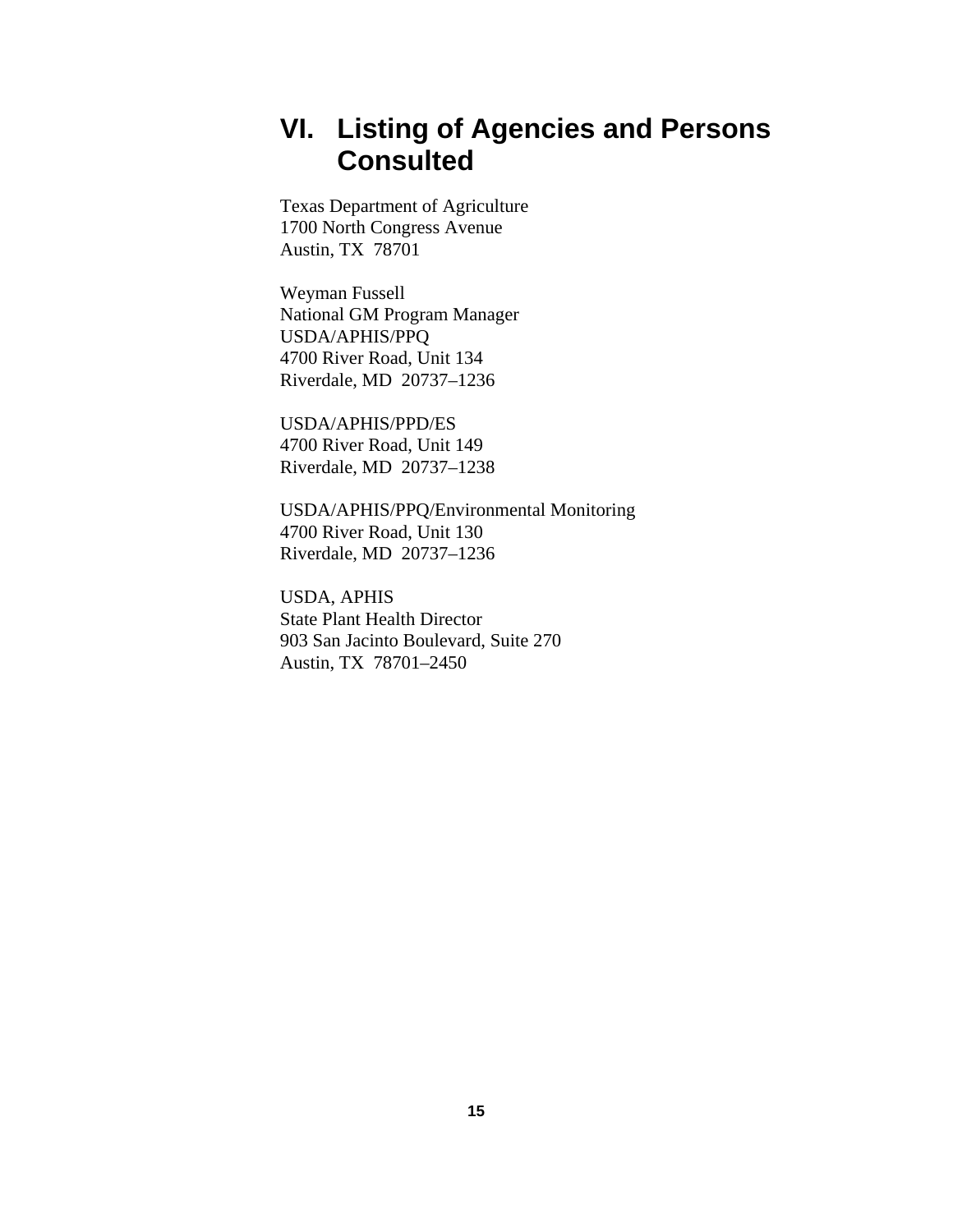# VI. Listing of Agencies and Persons Consulted

Texas Department of Agriculture
1700 North Congress Avenue
Austin, TX  78701

Weyman Fussell
National GM Program Manager
USDA/APHIS/PPQ
4700 River Road, Unit 134
Riverdale, MD  20737–1236

USDA/APHIS/PPD/ES
4700 River Road, Unit 149
Riverdale, MD  20737–1238

USDA/APHIS/PPQ/Environmental Monitoring
4700 River Road, Unit 130
Riverdale, MD  20737–1236

USDA, APHIS
State Plant Health Director
903 San Jacinto Boulevard, Suite 270
Austin, TX  78701–2450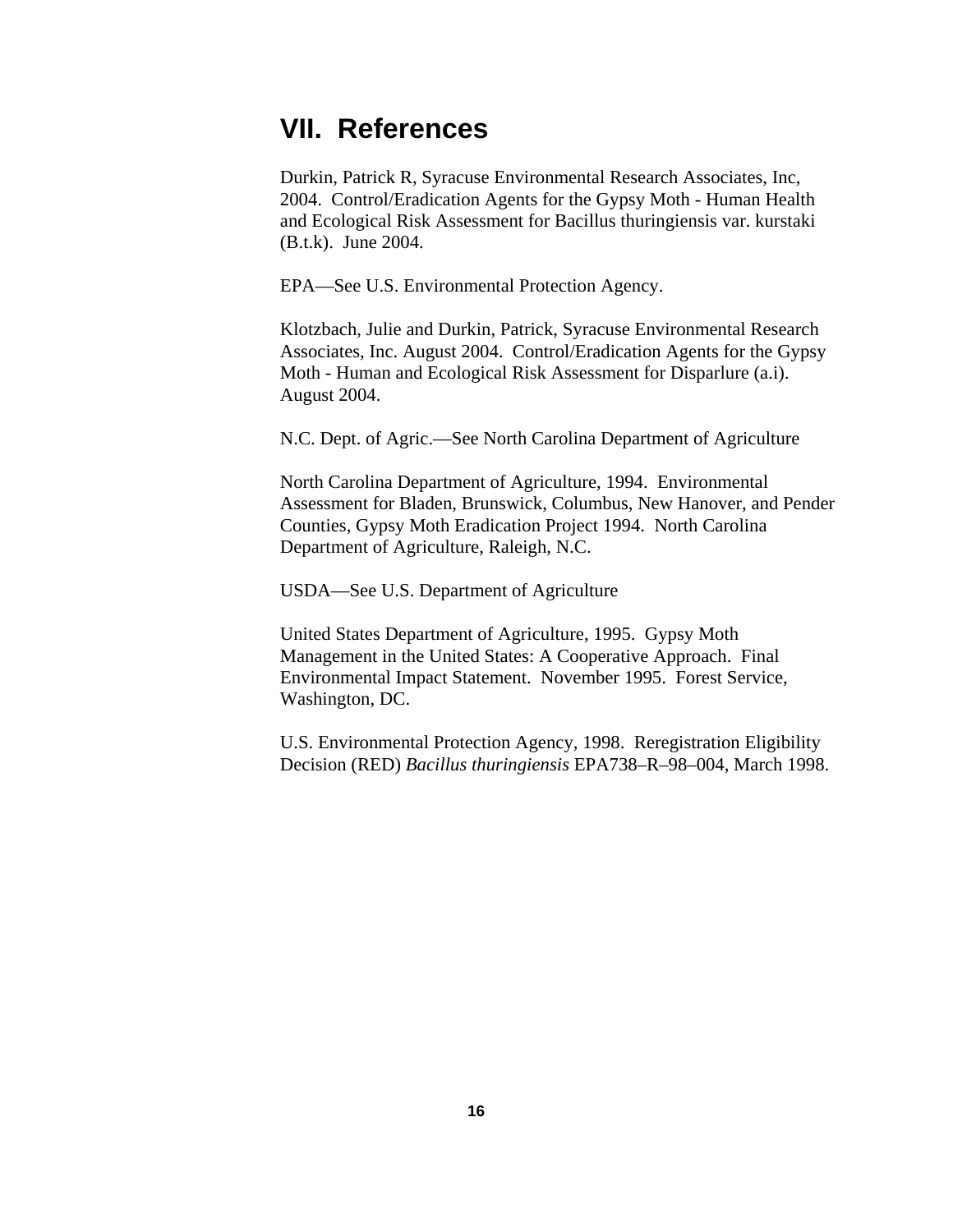# VII. References

Durkin, Patrick R, Syracuse Environmental Research Associates, Inc, 2004. Control/Eradication Agents for the Gypsy Moth - Human Health and Ecological Risk Assessment for Bacillus thuringiensis var. kurstaki (B.t.k). June 2004.

EPA—See U.S. Environmental Protection Agency.

Klotzbach, Julie and Durkin, Patrick, Syracuse Environmental Research Associates, Inc. August 2004. Control/Eradication Agents for the Gypsy Moth - Human and Ecological Risk Assessment for Disparlure (a.i). August 2004.

N.C. Dept. of Agric.—See North Carolina Department of Agriculture

North Carolina Department of Agriculture, 1994. Environmental Assessment for Bladen, Brunswick, Columbus, New Hanover, and Pender Counties, Gypsy Moth Eradication Project 1994. North Carolina Department of Agriculture, Raleigh, N.C.

USDA—See U.S. Department of Agriculture

United States Department of Agriculture, 1995. Gypsy Moth Management in the United States: A Cooperative Approach. Final Environmental Impact Statement. November 1995. Forest Service, Washington, DC.

U.S. Environmental Protection Agency, 1998. Reregistration Eligibility Decision (RED) *Bacillus thuringiensis* EPA738–R–98–004, March 1998.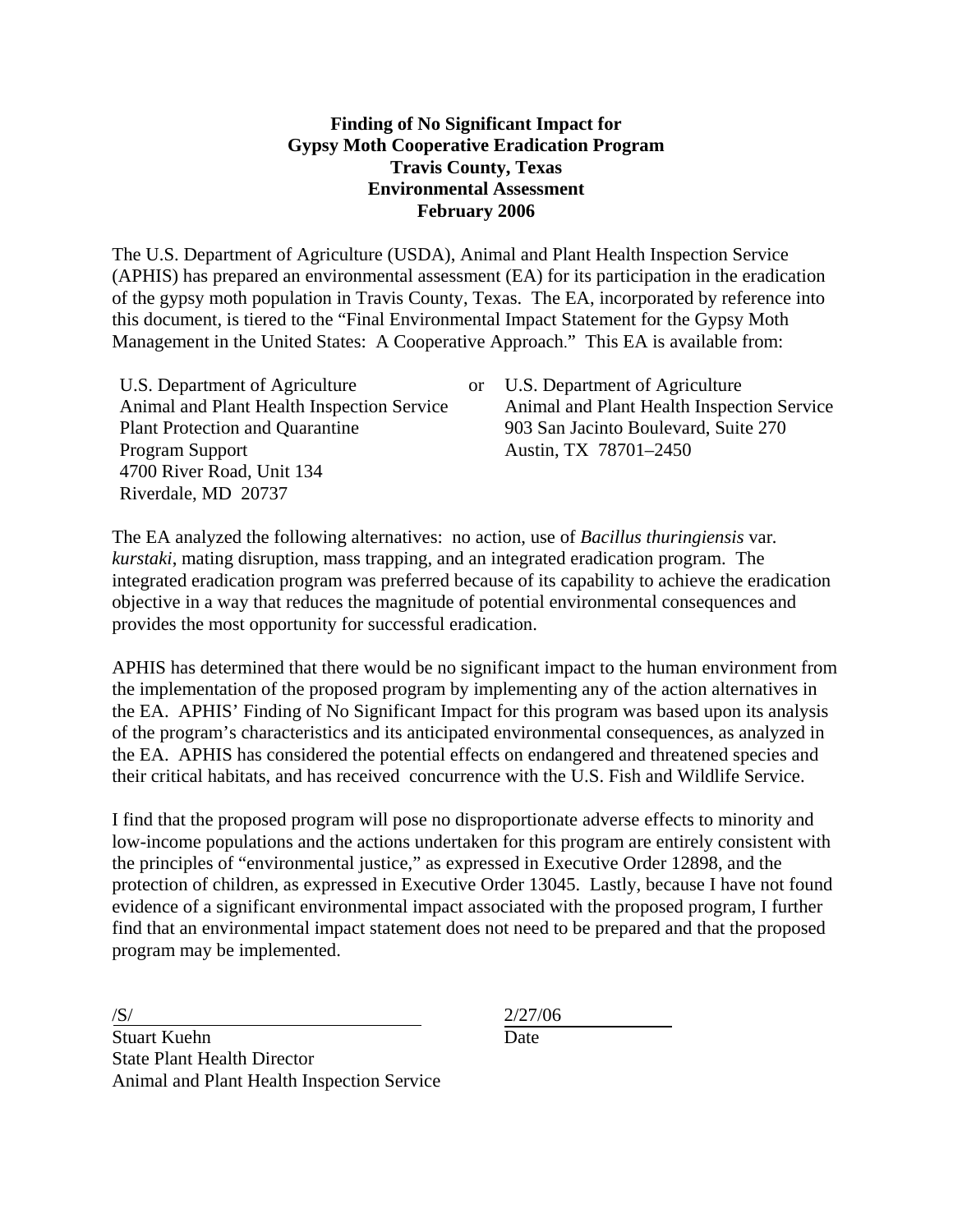**Finding of No Significant Impact for**
**Gypsy Moth Cooperative Eradication Program**
**Travis County, Texas**
**Environmental Assessment**
**February 2006**

The U.S. Department of Agriculture (USDA), Animal and Plant Health Inspection Service (APHIS) has prepared an environmental assessment (EA) for its participation in the eradication of the gypsy moth population in Travis County, Texas. The EA, incorporated by reference into this document, is tiered to the "Final Environmental Impact Statement for the Gypsy Moth Management in the United States: A Cooperative Approach." This EA is available from:

U.S. Department of Agriculture
Animal and Plant Health Inspection Service
Plant Protection and Quarantine
Program Support
4700 River Road, Unit 134
Riverdale, MD 20737

or

U.S. Department of Agriculture
Animal and Plant Health Inspection Service
903 San Jacinto Boulevard, Suite 270
Austin, TX 78701–2450

The EA analyzed the following alternatives: no action, use of *Bacillus thuringiensis* var. *kurstaki*, mating disruption, mass trapping, and an integrated eradication program. The integrated eradication program was preferred because of its capability to achieve the eradication objective in a way that reduces the magnitude of potential environmental consequences and provides the most opportunity for successful eradication.

APHIS has determined that there would be no significant impact to the human environment from the implementation of the proposed program by implementing any of the action alternatives in the EA. APHIS' Finding of No Significant Impact for this program was based upon its analysis of the program's characteristics and its anticipated environmental consequences, as analyzed in the EA. APHIS has considered the potential effects on endangered and threatened species and their critical habitats, and has received concurrence with the U.S. Fish and Wildlife Service.

I find that the proposed program will pose no disproportionate adverse effects to minority and low-income populations and the actions undertaken for this program are entirely consistent with the principles of "environmental justice," as expressed in Executive Order 12898, and the protection of children, as expressed in Executive Order 13045. Lastly, because I have not found evidence of a significant environmental impact associated with the proposed program, I further find that an environmental impact statement does not need to be prepared and that the proposed program may be implemented.

/S/
Stuart Kuehn
State Plant Health Director
Animal and Plant Health Inspection Service

2/27/06
Date